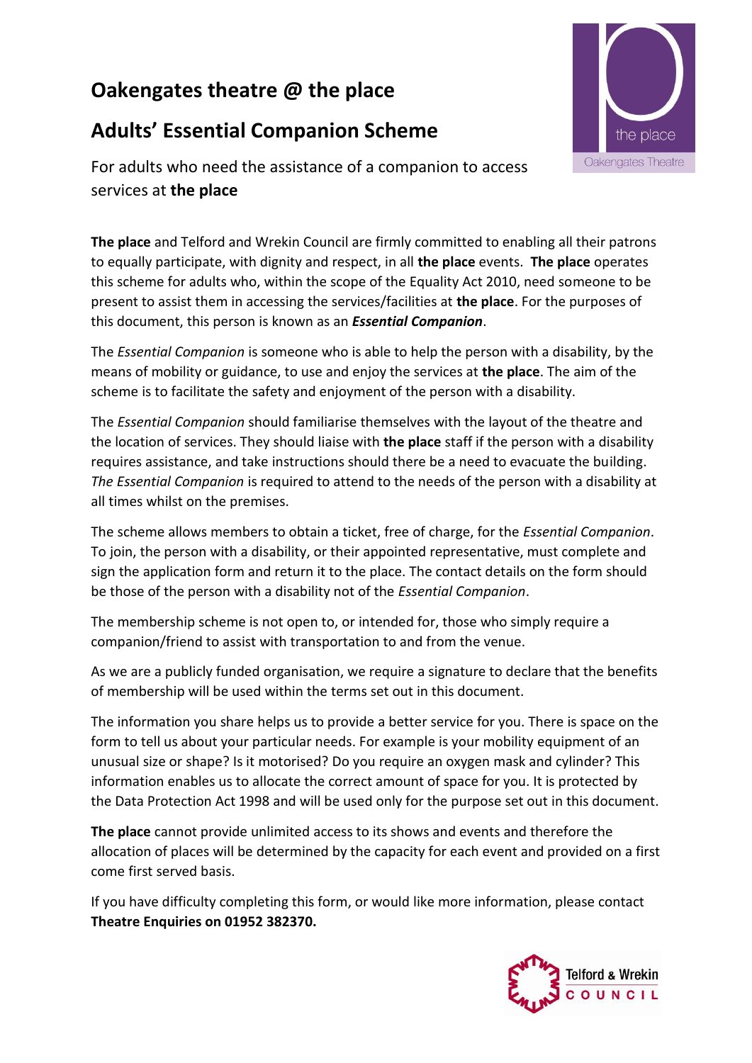# Oakengates theatre @ the place

# Adults' Essential Companion Scheme

For adults who need the assistance of a companion to access services at **the place**

**The place** and Telford and Wrekin Council are firmly committed to enabling all their patrons to equally participate, with dignity and respect, in all **the place** events. **The place** operates this scheme for adults who, within the scope of the Equality Act 2010, need someone to be present to assist them in accessing the services/facilities at **the place**. For the purposes of this document, this person is known as an ***Essential Companion***.

The *Essential Companion* is someone who is able to help the person with a disability, by the means of mobility or guidance, to use and enjoy the services at **the place**. The aim of the scheme is to facilitate the safety and enjoyment of the person with a disability.

The *Essential Companion* should familiarise themselves with the layout of the theatre and the location of services. They should liaise with **the place** staff if the person with a disability requires assistance, and take instructions should there be a need to evacuate the building. *The Essential Companion* is required to attend to the needs of the person with a disability at all times whilst on the premises.

The scheme allows members to obtain a ticket, free of charge, for the *Essential Companion*. To join, the person with a disability, or their appointed representative, must complete and sign the application form and return it to the place. The contact details on the form should be those of the person with a disability not of the *Essential Companion*.

The membership scheme is not open to, or intended for, those who simply require a companion/friend to assist with transportation to and from the venue.

As we are a publicly funded organisation, we require a signature to declare that the benefits of membership will be used within the terms set out in this document.

The information you share helps us to provide a better service for you. There is space on the form to tell us about your particular needs. For example is your mobility equipment of an unusual size or shape? Is it motorised? Do you require an oxygen mask and cylinder? This information enables us to allocate the correct amount of space for you. It is protected by the Data Protection Act 1998 and will be used only for the purpose set out in this document.

**The place** cannot provide unlimited access to its shows and events and therefore the allocation of places will be determined by the capacity for each event and provided on a first come first served basis.

If you have difficulty completing this form, or would like more information, please contact **Theatre Enquiries on 01952 382370.**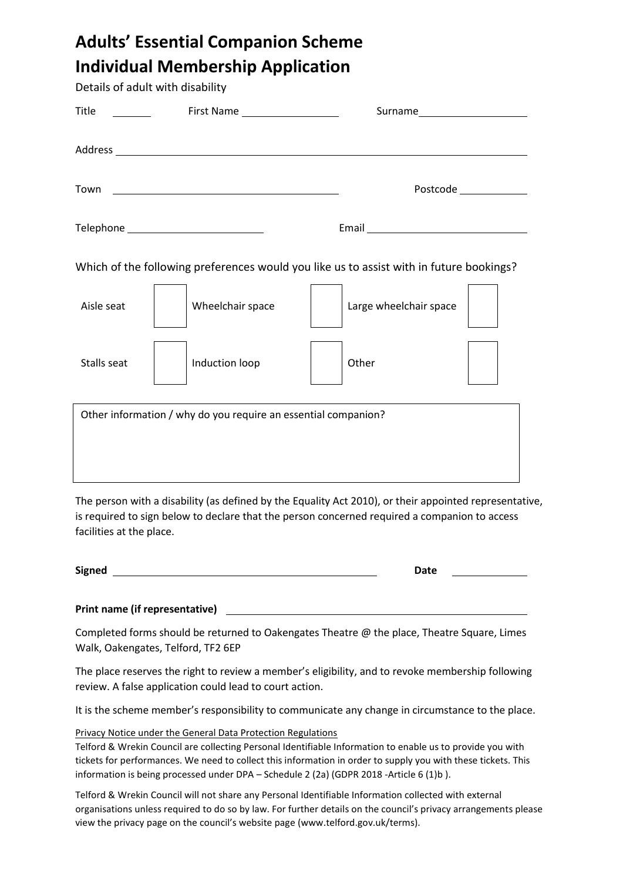# Adults' Essential Companion Scheme
# Individual Membership Application

Details of adult with disability

Title ______ First Name ________________ Surname __________________

Address ____________________________________________________________

Town ____________________________________ Postcode ___________

Telephone ______________________ Email __________________________

Which of the following preferences would you like us to assist with in future bookings?

| | | | | | |
|---|---|---|---|---|---|
| Aisle seat | ☐ | Wheelchair space | ☐ | Large wheelchair space | ☐ |
| Stalls seat | ☐ | Induction loop | ☐ | Other | ☐ |

Other information / why do you require an essential companion?

The person with a disability (as defined by the Equality Act 2010), or their appointed representative, is required to sign below to declare that the person concerned required a companion to access facilities at the place.

**Signed** ________________________________________ **Date** ____________

**Print name (if representative)** ________________________________________

Completed forms should be returned to Oakengates Theatre @ the place, Theatre Square, Limes Walk, Oakengates, Telford, TF2 6EP

The place reserves the right to review a member's eligibility, and to revoke membership following review. A false application could lead to court action.

It is the scheme member's responsibility to communicate any change in circumstance to the place.

<u>Privacy Notice under the General Data Protection Regulations</u>

Telford & Wrekin Council are collecting Personal Identifiable Information to enable us to provide you with tickets for performances. We need to collect this information in order to supply you with these tickets. This information is being processed under DPA – Schedule 2 (2a) (GDPR 2018 -Article 6 (1)b ).

Telford & Wrekin Council will not share any Personal Identifiable Information collected with external organisations unless required to do so by law. For further details on the council's privacy arrangements please view the privacy page on the council's website page (www.telford.gov.uk/terms).